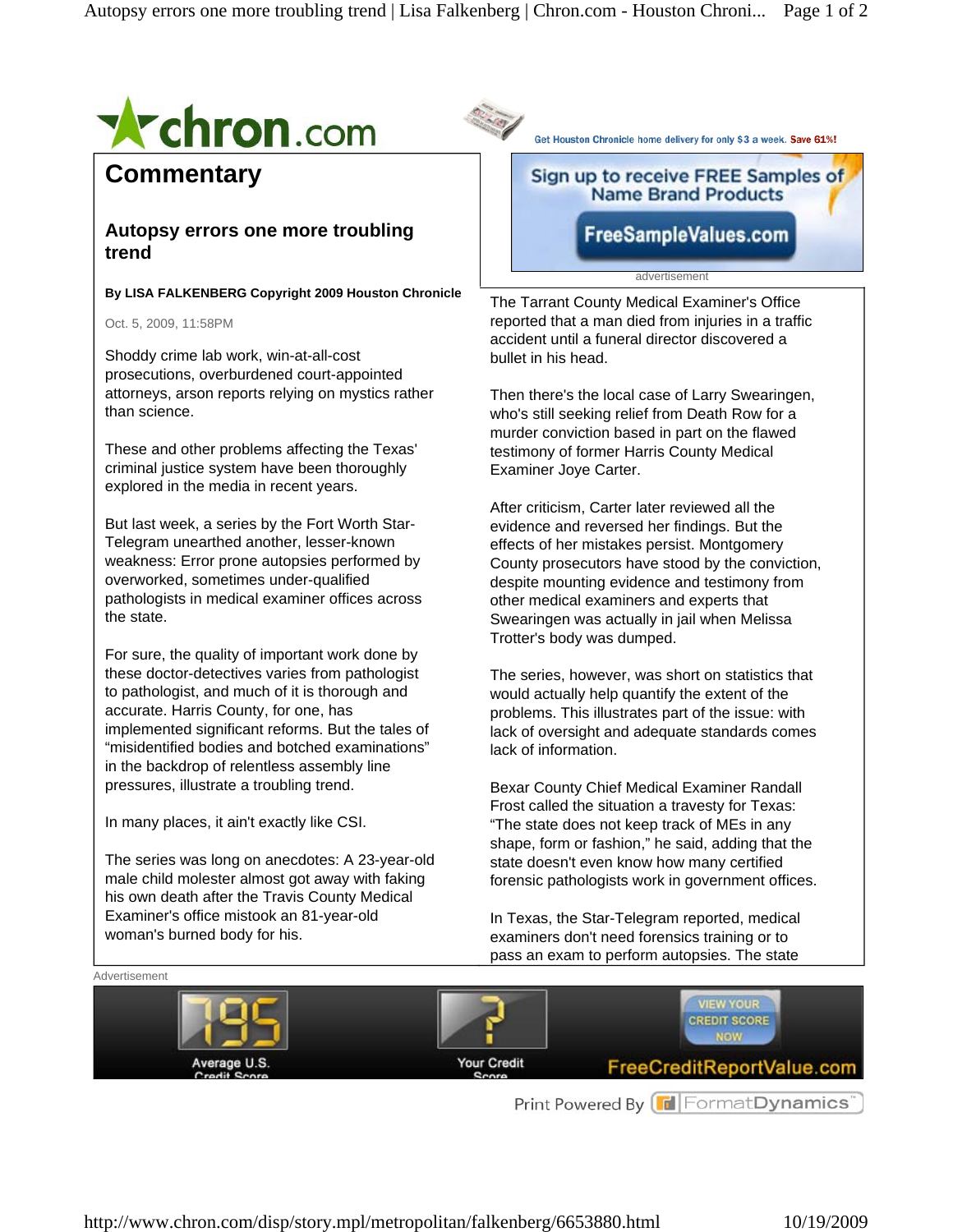## Commentary

### Autopsy errors one more troubling trend

**By LISA FALKENBERG Copyright 2009 Houston Chronicle**

Oct. 5, 2009, 11:58PM

Shoddy crime lab work, win-at-all-cost prosecutions, overburdened court-appointed attorneys, arson reports relying on mystics rather than science.

These and other problems affecting the Texas' criminal justice system have been thoroughly explored in the media in recent years.

But last week, a series by the Fort Worth Star-Telegram unearthed another, lesser-known weakness: Error prone autopsies performed by overworked, sometimes under-qualified pathologists in medical examiner offices across the state.

For sure, the quality of important work done by these doctor-detectives varies from pathologist to pathologist, and much of it is thorough and accurate. Harris County, for one, has implemented significant reforms. But the tales of "misidentified bodies and botched examinations" in the backdrop of relentless assembly line pressures, illustrate a troubling trend.

In many places, it ain't exactly like CSI.

The series was long on anecdotes: A 23-year-old male child molester almost got away with faking his own death after the Travis County Medical Examiner's office mistook an 81-year-old woman's burned body for his.

The Tarrant County Medical Examiner's Office reported that a man died from injuries in a traffic accident until a funeral director discovered a bullet in his head.

Then there's the local case of Larry Swearingen, who's still seeking relief from Death Row for a murder conviction based in part on the flawed testimony of former Harris County Medical Examiner Joye Carter.

After criticism, Carter later reviewed all the evidence and reversed her findings. But the effects of her mistakes persist. Montgomery County prosecutors have stood by the conviction, despite mounting evidence and testimony from other medical examiners and experts that Swearingen was actually in jail when Melissa Trotter's body was dumped.

The series, however, was short on statistics that would actually help quantify the extent of the problems. This illustrates part of the issue: with lack of oversight and adequate standards comes lack of information.

Bexar County Chief Medical Examiner Randall Frost called the situation a travesty for Texas: "The state does not keep track of MEs in any shape, form or fashion," he said, adding that the state doesn't even know how many certified forensic pathologists work in government offices.

In Texas, the Star-Telegram reported, medical examiners don't need forensics training or to pass an exam to perform autopsies. The state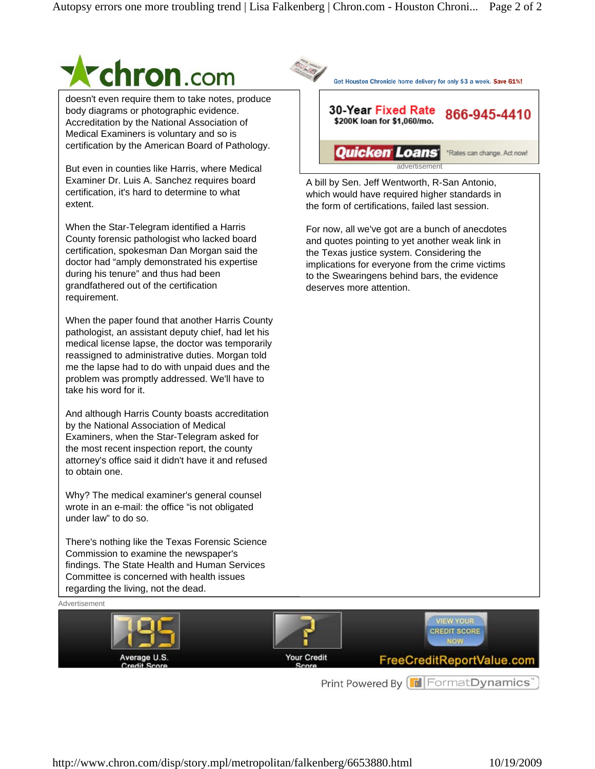doesn't even require them to take notes, produce body diagrams or photographic evidence. Accreditation by the National Association of Medical Examiners is voluntary and so is certification by the American Board of Pathology.

But even in counties like Harris, where Medical Examiner Dr. Luis A. Sanchez requires board certification, it's hard to determine to what extent.

When the Star-Telegram identified a Harris County forensic pathologist who lacked board certification, spokesman Dan Morgan said the doctor had "amply demonstrated his expertise during his tenure" and thus had been grandfathered out of the certification requirement.

When the paper found that another Harris County pathologist, an assistant deputy chief, had let his medical license lapse, the doctor was temporarily reassigned to administrative duties. Morgan told me the lapse had to do with unpaid dues and the problem was promptly addressed. We'll have to take his word for it.

And although Harris County boasts accreditation by the National Association of Medical Examiners, when the Star-Telegram asked for the most recent inspection report, the county attorney's office said it didn't have it and refused to obtain one.

Why? The medical examiner's general counsel wrote in an e-mail: the office "is not obligated under law" to do so.

There's nothing like the Texas Forensic Science Commission to examine the newspaper's findings. The State Health and Human Services Committee is concerned with health issues regarding the living, not the dead.

A bill by Sen. Jeff Wentworth, R-San Antonio, which would have required higher standards in the form of certifications, failed last session.

For now, all we've got are a bunch of anecdotes and quotes pointing to yet another weak link in the Texas justice system. Considering the implications for everyone from the crime victims to the Swearingens behind bars, the evidence deserves more attention.